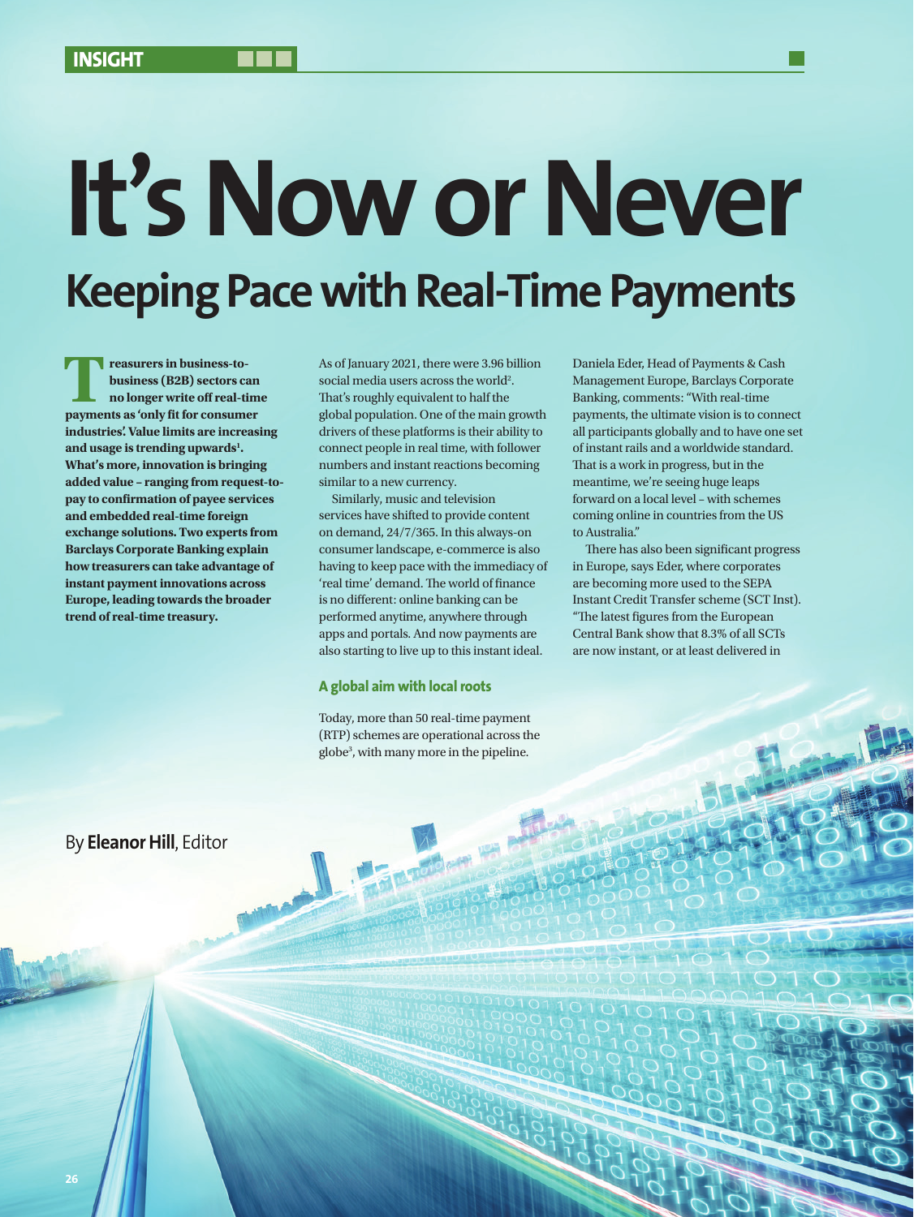# It's Now or Never

## Keeping Pace with Real-Time Payments

**Treasurers in business-to-business (B2B) sectors can no longer write off real-time payments as 'only fit for consumer industries'. Value limits are increasing and usage is trending upwards[1]. What's more, innovation is bringing added value – ranging from request-to-pay to confirmation of payee services and embedded real-time foreign exchange solutions. Two experts from Barclays Corporate Banking explain how treasurers can take advantage of instant payment innovations across Europe, leading towards the broader trend of real-time treasury.**

By **Eleanor Hill**, Editor

As of January 2021, there were 3.96 billion social media users across the world[2]. That's roughly equivalent to half the global population. One of the main growth drivers of these platforms is their ability to connect people in real time, with follower numbers and instant reactions becoming similar to a new currency.

Similarly, music and television services have shifted to provide content on demand, 24/7/365. In this always-on consumer landscape, e-commerce is also having to keep pace with the immediacy of 'real time' demand. The world of finance is no different: online banking can be performed anytime, anywhere through apps and portals. And now payments are also starting to live up to this instant ideal.

### A global aim with local roots

Today, more than 50 real-time payment (RTP) schemes are operational across the globe[3], with many more in the pipeline.

Daniela Eder, Head of Payments & Cash Management Europe, Barclays Corporate Banking, comments: "With real-time payments, the ultimate vision is to connect all participants globally and to have one set of instant rails and a worldwide standard. That is a work in progress, but in the meantime, we're seeing huge leaps forward on a local level – with schemes coming online in countries from the US to Australia."

There has also been significant progress in Europe, says Eder, where corporates are becoming more used to the SEPA Instant Credit Transfer scheme (SCT Inst). "The latest figures from the European Central Bank show that 8.3% of all SCTs are now instant, or at least delivered in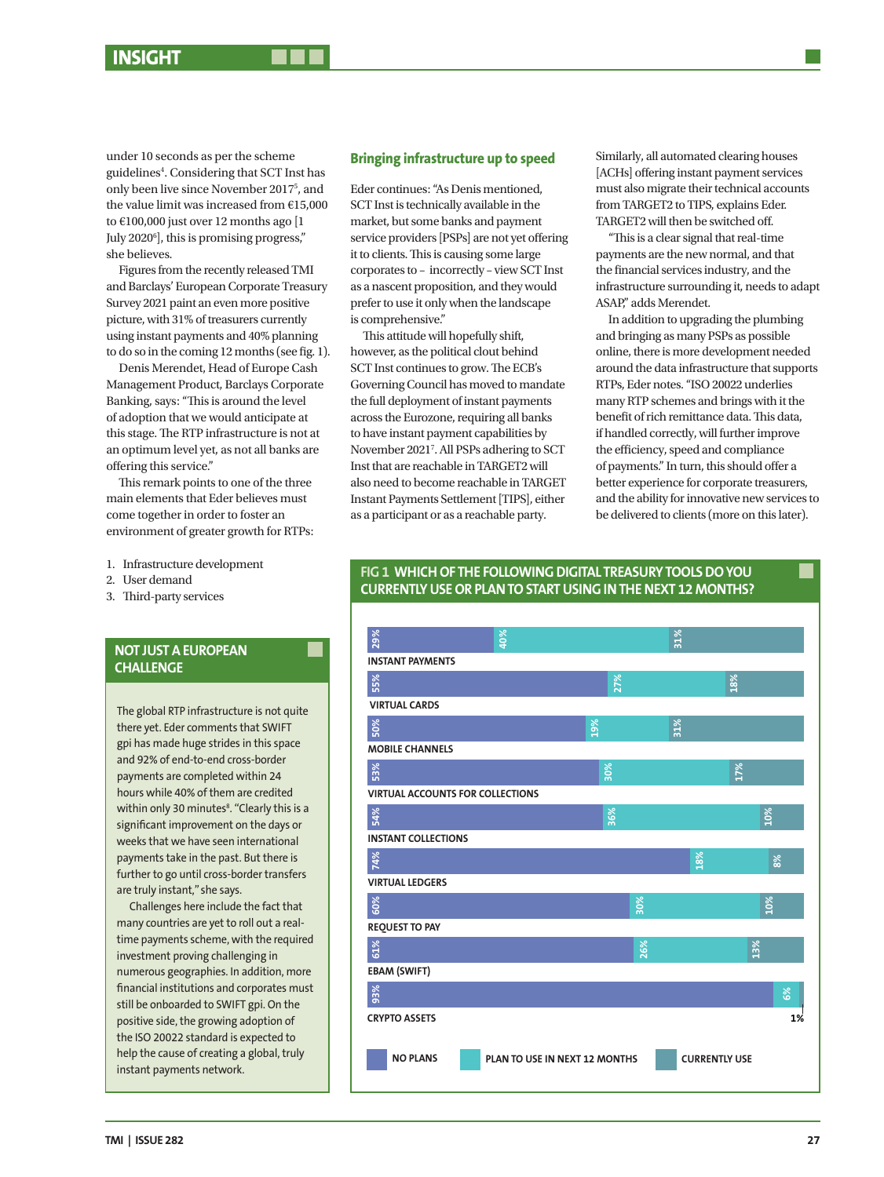under 10 seconds as per the scheme guidelines[4]. Considering that SCT Inst has only been live since November 2017[5], and the value limit was increased from €15,000 to €100,000 just over 12 months ago [1 July 2020[6]], this is promising progress," she believes.

Figures from the recently released TMI and Barclays' European Corporate Treasury Survey 2021 paint an even more positive picture, with 31% of treasurers currently using instant payments and 40% planning to do so in the coming 12 months (see fig. 1).

Denis Merendet, Head of Europe Cash Management Product, Barclays Corporate Banking, says: "This is around the level of adoption that we would anticipate at this stage. The RTP infrastructure is not at an optimum level yet, as not all banks are offering this service."

This remark points to one of the three main elements that Eder believes must come together in order to foster an environment of greater growth for RTPs:

1. Infrastructure development
2. User demand
3. Third-party services

### Bringing infrastructure up to speed

Eder continues: "As Denis mentioned, SCT Inst is technically available in the market, but some banks and payment service providers [PSPs] are not yet offering it to clients. This is causing some large corporates to – incorrectly – view SCT Inst as a nascent proposition, and they would prefer to use it only when the landscape is comprehensive."

This attitude will hopefully shift, however, as the political clout behind SCT Inst continues to grow. The ECB's Governing Council has moved to mandate the full deployment of instant payments across the Eurozone, requiring all banks to have instant payment capabilities by November 2021[7]. All PSPs adhering to SCT Inst that are reachable in TARGET2 will also need to become reachable in TARGET Instant Payments Settlement [TIPS], either as a participant or as a reachable party.

Similarly, all automated clearing houses [ACHs] offering instant payment services must also migrate their technical accounts from TARGET2 to TIPS, explains Eder. TARGET2 will then be switched off.

"This is a clear signal that real-time payments are the new normal, and that the financial services industry, and the infrastructure surrounding it, needs to adapt ASAP," adds Merendet.

In addition to upgrading the plumbing and bringing as many PSPs as possible online, there is more development needed around the data infrastructure that supports RTPs, Eder notes. "ISO 20022 underlies many RTP schemes and brings with it the benefit of rich remittance data. This data, if handled correctly, will further improve the efficiency, speed and compliance of payments." In turn, this should offer a better experience for corporate treasurers, and the ability for innovative new services to be delivered to clients (more on this later).

### NOT JUST A EUROPEAN CHALLENGE

The global RTP infrastructure is not quite there yet. Eder comments that SWIFT gpi has made huge strides in this space and 92% of end-to-end cross-border payments are completed within 24 hours while 40% of them are credited within only 30 minutes[8]. "Clearly this is a significant improvement on the days or weeks that we have seen international payments take in the past. But there is further to go until cross-border transfers are truly instant," she says.

Challenges here include the fact that many countries are yet to roll out a real-time payments scheme, with the required investment proving challenging in numerous geographies. In addition, more financial institutions and corporates must still be onboarded to SWIFT gpi. On the positive side, the growing adoption of the ISO 20022 standard is expected to help the cause of creating a global, truly instant payments network.

### FIG 1 WHICH OF THE FOLLOWING DIGITAL TREASURY TOOLS DO YOU CURRENTLY USE OR PLAN TO START USING IN THE NEXT 12 MONTHS?

| Tool | No plans | Plan to use in next 12 months | Currently use |
|---|---|---|---|
| Instant payments | 29% | 40% | 31% |
| Virtual cards | 55% | 27% | 18% |
| Mobile channels | 50% | 19% | 31% |
| Virtual accounts for collections | 53% | 30% | 17% |
| Instant collections | 54% | 36% | 10% |
| Virtual ledgers | 74% | 18% | 8% |
| Request to pay | 60% | 30% | 10% |
| EBAM (SWIFT) | 61% | 26% | 13% |
| Crypto assets | 93% | 6% | 1% |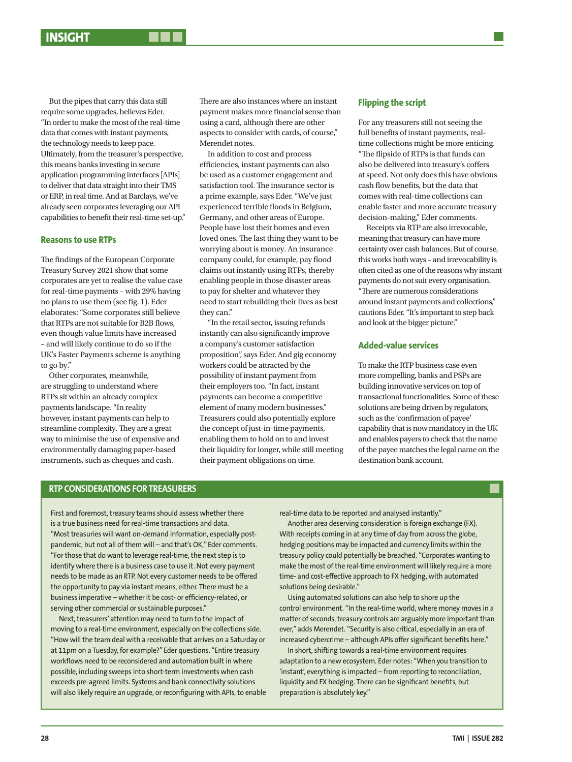But the pipes that carry this data still require some upgrades, believes Eder. "In order to make the most of the real-time data that comes with instant payments, the technology needs to keep pace. Ultimately, from the treasurer's perspective, this means banks investing in secure application programming interfaces [APIs] to deliver that data straight into their TMS or ERP, in real time. And at Barclays, we've already seen corporates leveraging our API capabilities to benefit their real-time set-up."

### Reasons to use RTPs

The findings of the European Corporate Treasury Survey 2021 show that some corporates are yet to realise the value case for real-time payments – with 29% having no plans to use them (see fig. 1). Eder elaborates: "Some corporates still believe that RTPs are not suitable for B2B flows, even though value limits have increased – and will likely continue to do so if the UK's Faster Payments scheme is anything to go by."

Other corporates, meanwhile, are struggling to understand where RTPs sit within an already complex payments landscape. "In reality however, instant payments can help to streamline complexity. They are a great way to minimise the use of expensive and environmentally damaging paper-based instruments, such as cheques and cash.

There are also instances where an instant payment makes more financial sense than using a card, although there are other aspects to consider with cards, of course," Merendet notes.

In addition to cost and process efficiencies, instant payments can also be used as a customer engagement and satisfaction tool. The insurance sector is a prime example, says Eder. "We've just experienced terrible floods in Belgium, Germany, and other areas of Europe. People have lost their homes and even loved ones. The last thing they want to be worrying about is money. An insurance company could, for example, pay flood claims out instantly using RTPs, thereby enabling people in those disaster areas to pay for shelter and whatever they need to start rebuilding their lives as best they can."

"In the retail sector, issuing refunds instantly can also significantly improve a company's customer satisfaction proposition", says Eder. And gig economy workers could be attracted by the possibility of instant payment from their employers too. "In fact, instant payments can become a competitive element of many modern businesses." Treasurers could also potentially explore the concept of just-in-time payments, enabling them to hold on to and invest their liquidity for longer, while still meeting their payment obligations on time.

### Flipping the script

For any treasurers still not seeing the full benefits of instant payments, real-time collections might be more enticing. "The flipside of RTPs is that funds can also be delivered into treasury's coffers at speed. Not only does this have obvious cash flow benefits, but the data that comes with real-time collections can enable faster and more accurate treasury decision-making," Eder comments.

Receipts via RTP are also irrevocable, meaning that treasury can have more certainty over cash balances. But of course, this works both ways – and irrevocability is often cited as one of the reasons why instant payments do not suit every organisation. "There are numerous considerations around instant payments and collections," cautions Eder. "It's important to step back and look at the bigger picture."

### Added-value services

To make the RTP business case even more compelling, banks and PSPs are building innovative services on top of transactional functionalities. Some of these solutions are being driven by regulators, such as the 'confirmation of payee' capability that is now mandatory in the UK and enables payers to check that the name of the payee matches the legal name on the destination bank account.

### RTP CONSIDERATIONS FOR TREASURERS

First and foremost, treasury teams should assess whether there is a true business need for real-time transactions and data. "Most treasuries will want on-demand information, especially post-pandemic, but not all of them will – and that's OK," Eder comments. "For those that do want to leverage real-time, the next step is to identify where there is a business case to use it. Not every payment needs to be made as an RTP. Not every customer needs to be offered the opportunity to pay via instant means, either. There must be a business imperative – whether it be cost- or efficiency-related, or serving other commercial or sustainable purposes."

Next, treasurers' attention may need to turn to the impact of moving to a real-time environment, especially on the collections side. "How will the team deal with a receivable that arrives on a Saturday or at 11pm on a Tuesday, for example?" Eder questions. "Entire treasury workflows need to be reconsidered and automation built in where possible, including sweeps into short-term investments when cash exceeds pre-agreed limits. Systems and bank connectivity solutions will also likely require an upgrade, or reconfiguring with APIs, to enable real-time data to be reported and analysed instantly."

Another area deserving consideration is foreign exchange (FX). With receipts coming in at any time of day from across the globe, hedging positions may be impacted and currency limits within the treasury policy could potentially be breached. "Corporates wanting to make the most of the real-time environment will likely require a more time- and cost-effective approach to FX hedging, with automated solutions being desirable."

Using automated solutions can also help to shore up the control environment. "In the real-time world, where money moves in a matter of seconds, treasury controls are arguably more important than ever," adds Merendet. "Security is also critical, especially in an era of increased cybercrime – although APIs offer significant benefits here."

In short, shifting towards a real-time environment requires adaptation to a new ecosystem. Eder notes: "When you transition to 'instant', everything is impacted – from reporting to reconciliation, liquidity and FX hedging. There can be significant benefits, but preparation is absolutely key."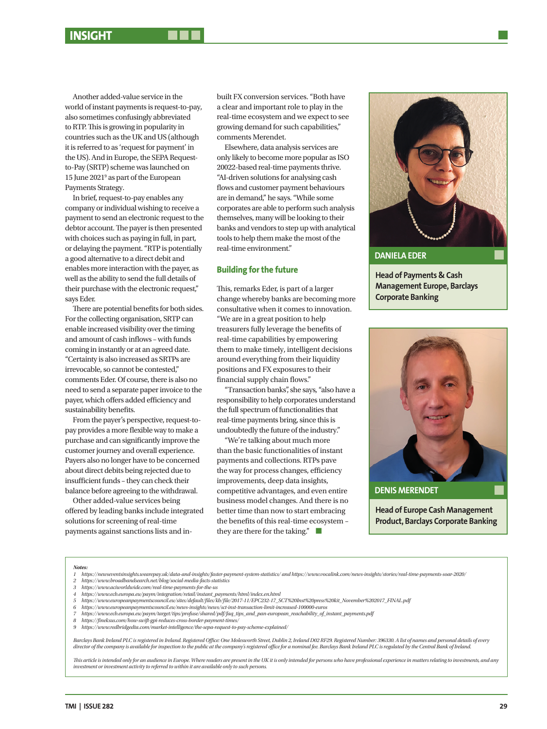Another added-value service in the world of instant payments is request-to-pay, also sometimes confusingly abbreviated to RTP. This is growing in popularity in countries such as the UK and US (although it is referred to as 'request for payment' in the US). And in Europe, the SEPA Request-to-Pay (SRTP) scheme was launched on 15 June 2021[9] as part of the European Payments Strategy.

In brief, request-to-pay enables any company or individual wishing to receive a payment to send an electronic request to the debtor account. The payer is then presented with choices such as paying in full, in part, or delaying the payment. "RTP is potentially a good alternative to a direct debit and enables more interaction with the payer, as well as the ability to send the full details of their purchase with the electronic request," says Eder.

There are potential benefits for both sides. For the collecting organisation, SRTP can enable increased visibility over the timing and amount of cash inflows – with funds coming in instantly or at an agreed date. "Certainty is also increased as SRTPs are irrevocable, so cannot be contested," comments Eder. Of course, there is also no need to send a separate paper invoice to the payer, which offers added efficiency and sustainability benefits.

From the payer's perspective, request-to-pay provides a more flexible way to make a purchase and can significantly improve the customer journey and overall experience. Payers also no longer have to be concerned about direct debits being rejected due to insufficient funds – they can check their balance before agreeing to the withdrawal.

Other added-value services being offered by leading banks include integrated solutions for screening of real-time payments against sanctions lists and in-built FX conversion services. "Both have a clear and important role to play in the real-time ecosystem and we expect to see growing demand for such capabilities," comments Merendet.

Elsewhere, data analysis services are only likely to become more popular as ISO 20022-based real-time payments thrive. "AI-driven solutions for analysing cash flows and customer payment behaviours are in demand," he says. "While some corporates are able to perform such analysis themselves, many will be looking to their banks and vendors to step up with analytical tools to help them make the most of the real-time environment."

## Building for the future

This, remarks Eder, is part of a larger change whereby banks are becoming more consultative when it comes to innovation. "We are in a great position to help treasurers fully leverage the benefits of real-time capabilities by empowering them to make timely, intelligent decisions around everything from their liquidity positions and FX exposures to their financial supply chain flows."

"Transaction banks", she says, "also have a responsibility to help corporates understand the full spectrum of functionalities that real-time payments bring, since this is undoubtedly the future of the industry."

"We're talking about much more than the basic functionalities of instant payments and collections. RTPs pave the way for process changes, efficiency improvements, deep data insights, competitive advantages, and even entire business model changes. And there is no better time than now to start embracing the benefits of this real-time ecosystem – they are there for the taking." ■

**DANIELA EDER**

**Head of Payments & Cash Management Europe, Barclays Corporate Banking**

**DENIS MERENDET**

**Head of Europe Cash Management Product, Barclays Corporate Banking**

***Notes:***

1. *https://newseventsinsights.wearepay.uk/data-and-insights/faster-payment-system-statistics/ and https://www.vocalink.com/news-insights/stories/real-time-payments-soar-2020/*
2. *https://www.broadbandsearch.net/blog/social-media-facts-statistics*
3. *https://www.aciworldwide.com/real-time-payments-for-the-us*
4. *https://www.ecb.europa.eu/paym/integration/retail/instant_payments/html/index.en.html*
5. *https://www.europeanpaymentscouncil.eu/sites/default/files/kb/file/2017-11/EPC232-17_SCT%20Inst%20press%20kit_November%202017_FINAL.pdf*
6. *https://www.europeanpaymentscouncil.eu/news-insights/news/sct-inst-transaction-limit-increased-100000-euros*
7. *https://www.ecb.europa.eu/paym/target/tips/profuse/shared/pdf/faq_tips_and_pan-european_reachability_of_instant_payments.pdf*
8. *https://fineksus.com/how-swift-gpi-reduces-cross-border-payment-times/*
9. *https://www.redbridgedta.com/market-intelligence/the-sepa-request-to-pay-scheme-explained/*

*Barclays Bank Ireland PLC is registered in Ireland. Registered Office: One Molesworth Street, Dublin 2, Ireland D02 RF29. Registered Number: 396330. A list of names and personal details of every director of the company is available for inspection to the public at the company's registered office for a nominal fee. Barclays Bank Ireland PLC is regulated by the Central Bank of Ireland.*

*This article is intended only for an audience in Europe. Where readers are present in the UK it is only intended for persons who have professional experience in matters relating to investments, and any investment or investment activity to referred to within it are available only to such persons.*